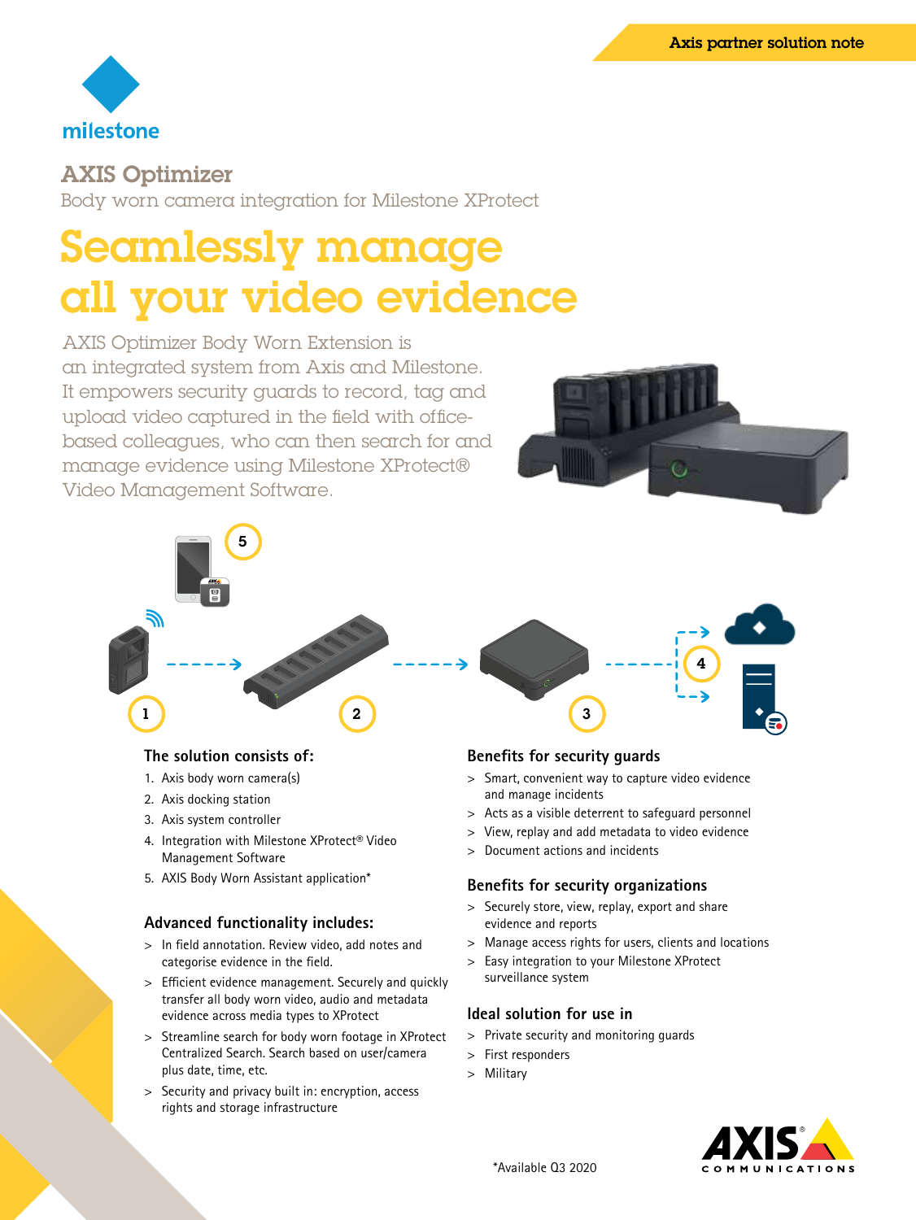Axis partner solution note

milestone

# AXIS Optimizer

Body worn camera integration for Milestone XProtect

# Seamlessly manage all your video evidence

AXIS Optimizer Body Worn Extension is an integrated system from Axis and Milestone. It empowers security guards to record, tag and upload video captured in the field with office-based colleagues, who can then search for and manage evidence using Milestone XProtect® Video Management Software.

## The solution consists of:

1. Axis body worn camera(s)
2. Axis docking station
3. Axis system controller
4. Integration with Milestone XProtect® Video Management Software
5. AXIS Body Worn Assistant application*

## Advanced functionality includes:

> In field annotation. Review video, add notes and categorise evidence in the field.

> Efficient evidence management. Securely and quickly transfer all body worn video, audio and metadata evidence across media types to XProtect

> Streamline search for body worn footage in XProtect Centralized Search. Search based on user/camera plus date, time, etc.

> Security and privacy built in: encryption, access rights and storage infrastructure

## Benefits for security guards

> Smart, convenient way to capture video evidence and manage incidents

> Acts as a visible deterrent to safeguard personnel

> View, replay and add metadata to video evidence

> Document actions and incidents

## Benefits for security organizations

> Securely store, view, replay, export and share evidence and reports

> Manage access rights for users, clients and locations

> Easy integration to your Milestone XProtect surveillance system

## Ideal solution for use in

> Private security and monitoring guards

> First responders

> Military

*Available Q3 2020

AXIS COMMUNICATIONS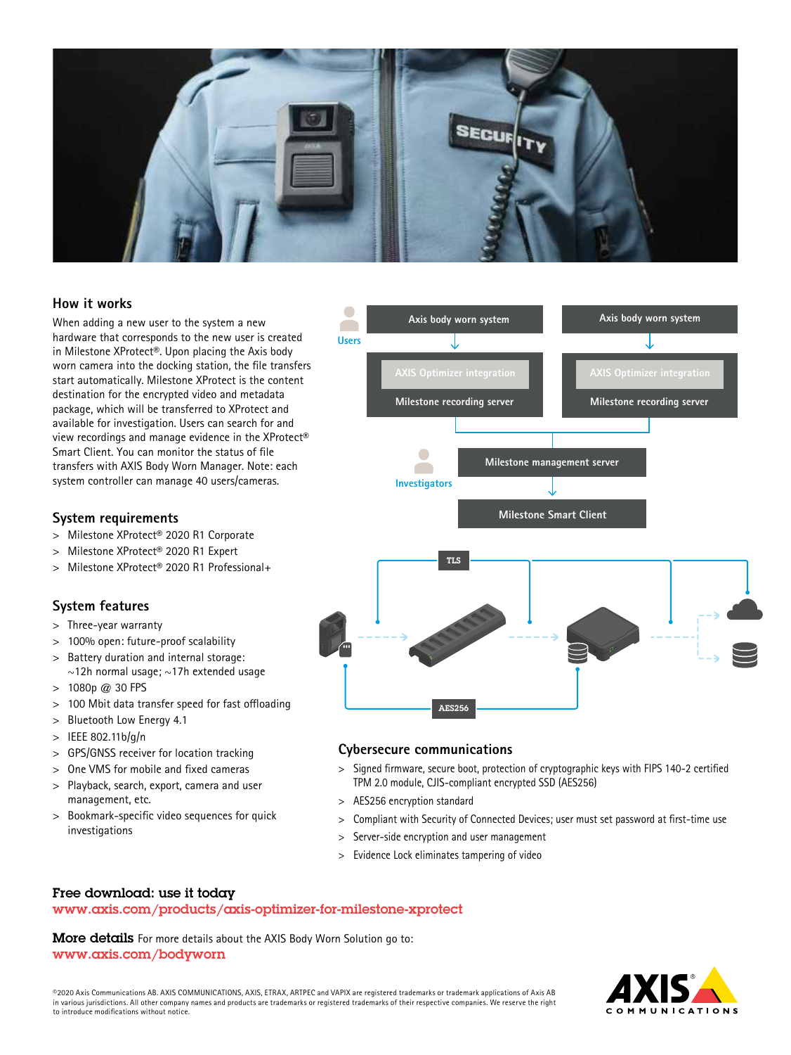## How it works

When adding a new user to the system a new hardware that corresponds to the new user is created in Milestone XProtect®. Upon placing the Axis body worn camera into the docking station, the file transfers start automatically. Milestone XProtect is the content destination for the encrypted video and metadata package, which will be transferred to XProtect and available for investigation. Users can search for and view recordings and manage evidence in the XProtect® Smart Client. You can monitor the status of file transfers with AXIS Body Worn Manager. Note: each system controller can manage 40 users/cameras.

Users

Axis body worn system

AXIS Optimizer integration

Milestone recording server

Axis body worn system

AXIS Optimizer integration

Milestone recording server

Investigators

Milestone management server

Milestone Smart Client

TLS

AES256

## System requirements

- Milestone XProtect® 2020 R1 Corporate
- Milestone XProtect® 2020 R1 Expert
- Milestone XProtect® 2020 R1 Professional+

## System features

- Three-year warranty
- 100% open: future-proof scalability
- Battery duration and internal storage: ~12h normal usage; ~17h extended usage
- 1080p @ 30 FPS
- 100 Mbit data transfer speed for fast offloading
- Bluetooth Low Energy 4.1
- IEEE 802.11b/g/n
- GPS/GNSS receiver for location tracking
- One VMS for mobile and fixed cameras
- Playback, search, export, camera and user management, etc.
- Bookmark-specific video sequences for quick investigations

## Cybersecure communications

- Signed firmware, secure boot, protection of cryptographic keys with FIPS 140-2 certified TPM 2.0 module, CJIS-compliant encrypted SSD (AES256)
- AES256 encryption standard
- Compliant with Security of Connected Devices; user must set password at first-time use
- Server-side encryption and user management
- Evidence Lock eliminates tampering of video

**Free download: use it today**
www.axis.com/products/axis-optimizer-for-milestone-xprotect

**More details** For more details about the AXIS Body Worn Solution go to:
www.axis.com/bodyworn

©2020 Axis Communications AB. AXIS COMMUNICATIONS, AXIS, ETRAX, ARTPEC and VAPIX are registered trademarks or trademark applications of Axis AB in various jurisdictions. All other company names and products are trademarks or registered trademarks of their respective companies. We reserve the right to introduce modifications without notice.